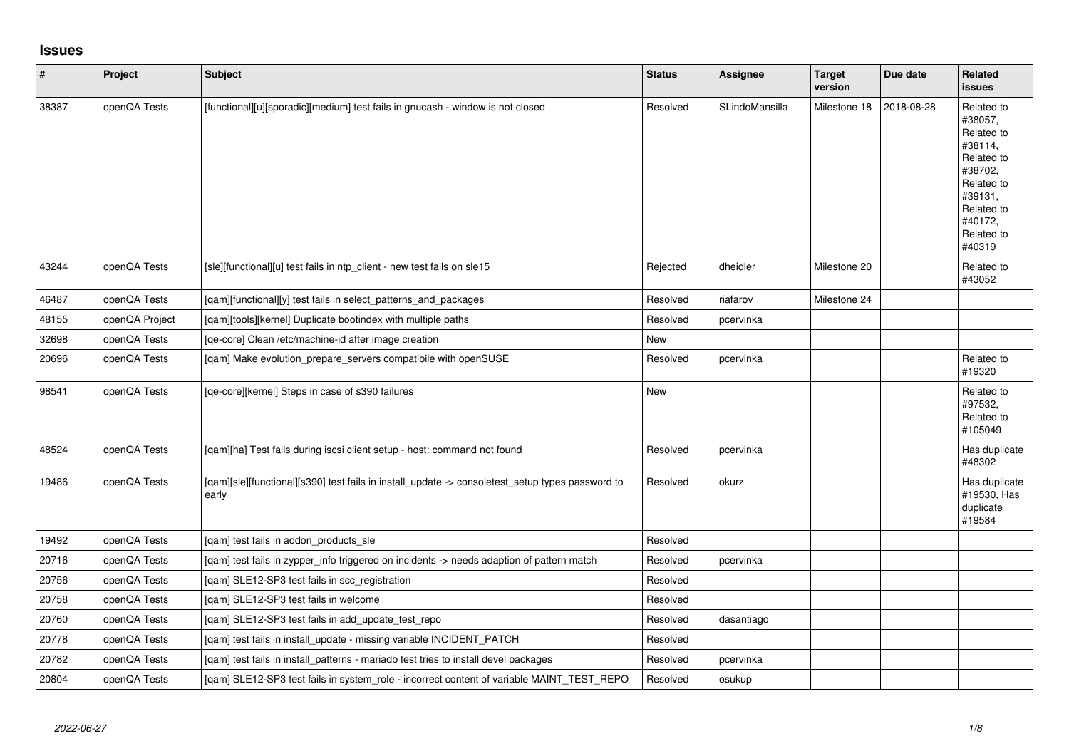# Issues

| # | Project | Subject | Status | Assignee | Target version | Due date | Related issues |
|---|---|---|---|---|---|---|---|
| 38387 | openQA Tests | [functional][u][sporadic][medium] test fails in gnucash - window is not closed | Resolved | SLindoMansilla | Milestone 18 | 2018-08-28 | Related to #38057, Related to #38114, Related to #38702, Related to #39131, Related to #40172, Related to #40319 |
| 43244 | openQA Tests | [sle][functional][u] test fails in ntp_client - new test fails on sle15 | Rejected | dheidler | Milestone 20 | | Related to #43052 |
| 46487 | openQA Tests | [qam][functional][y] test fails in select_patterns_and_packages | Resolved | riafarov | Milestone 24 | | |
| 48155 | openQA Project | [qam][tools][kernel] Duplicate bootindex with multiple paths | Resolved | pcervinka | | | |
| 32698 | openQA Tests | [qe-core] Clean /etc/machine-id after image creation | New | | | | |
| 20696 | openQA Tests | [qam] Make evolution_prepare_servers compatibile with openSUSE | Resolved | pcervinka | | | Related to #19320 |
| 98541 | openQA Tests | [qe-core][kernel] Steps in case of s390 failures | New | | | | Related to #97532, Related to #105049 |
| 48524 | openQA Tests | [qam][ha] Test fails during iscsi client setup - host: command not found | Resolved | pcervinka | | | Has duplicate #48302 |
| 19486 | openQA Tests | [qam][sle][functional][s390] test fails in install_update -> consoletest_setup types password to early | Resolved | okurz | | | Has duplicate #19530, Has duplicate #19584 |
| 19492 | openQA Tests | [qam] test fails in addon_products_sle | Resolved | | | | |
| 20716 | openQA Tests | [qam] test fails in zypper_info triggered on incidents -> needs adaption of pattern match | Resolved | pcervinka | | | |
| 20756 | openQA Tests | [qam] SLE12-SP3 test fails in scc_registration | Resolved | | | | |
| 20758 | openQA Tests | [qam] SLE12-SP3 test fails in welcome | Resolved | | | | |
| 20760 | openQA Tests | [qam] SLE12-SP3 test fails in add_update_test_repo | Resolved | dasantiago | | | |
| 20778 | openQA Tests | [qam] test fails in install_update - missing variable INCIDENT_PATCH | Resolved | | | | |
| 20782 | openQA Tests | [qam] test fails in install_patterns - mariadb test tries to install devel packages | Resolved | pcervinka | | | |
| 20804 | openQA Tests | [qam] SLE12-SP3 test fails in system_role - incorrect content of variable MAINT_TEST_REPO | Resolved | osukup | | | |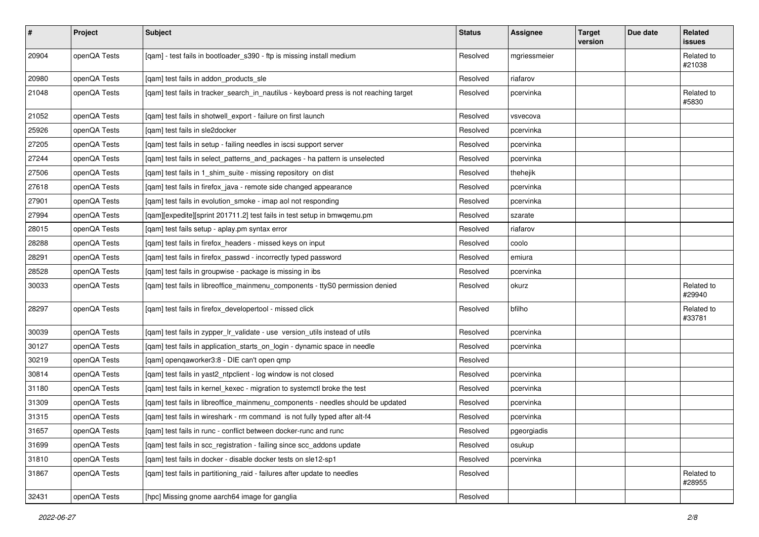| # | Project | Subject | Status | Assignee | Target version | Due date | Related issues |
|---|---|---|---|---|---|---|---|
| 20904 | openQA Tests | [qam] - test fails in bootloader_s390 - ftp is missing install medium | Resolved | mgriessmeier | | | Related to #21038 |
| 20980 | openQA Tests | [qam] test fails in addon_products_sle | Resolved | riafarov | | | |
| 21048 | openQA Tests | [qam] test fails in tracker_search_in_nautilus - keyboard press is not reaching target | Resolved | pcervinka | | | Related to #5830 |
| 21052 | openQA Tests | [qam] test fails in shotwell_export - failure on first launch | Resolved | vsvecova | | | |
| 25926 | openQA Tests | [qam] test fails in sle2docker | Resolved | pcervinka | | | |
| 27205 | openQA Tests | [qam] test fails in setup - failing needles in iscsi support server | Resolved | pcervinka | | | |
| 27244 | openQA Tests | [qam] test fails in select_patterns_and_packages - ha pattern is unselected | Resolved | pcervinka | | | |
| 27506 | openQA Tests | [qam] test fails in 1_shim_suite - missing repository on dist | Resolved | thehejik | | | |
| 27618 | openQA Tests | [qam] test fails in firefox_java - remote side changed appearance | Resolved | pcervinka | | | |
| 27901 | openQA Tests | [qam] test fails in evolution_smoke - imap aol not responding | Resolved | pcervinka | | | |
| 27994 | openQA Tests | [qam][expedite][sprint 201711.2] test fails in test setup in bmwqemu.pm | Resolved | szarate | | | |
| 28015 | openQA Tests | [qam] test fails setup - aplay.pm syntax error | Resolved | riafarov | | | |
| 28288 | openQA Tests | [qam] test fails in firefox_headers - missed keys on input | Resolved | coolo | | | |
| 28291 | openQA Tests | [qam] test fails in firefox_passwd - incorrectly typed password | Resolved | emiura | | | |
| 28528 | openQA Tests | [qam] test fails in groupwise - package is missing in ibs | Resolved | pcervinka | | | |
| 30033 | openQA Tests | [qam] test fails in libreoffice_mainmenu_components - ttyS0 permission denied | Resolved | okurz | | | Related to #29940 |
| 28297 | openQA Tests | [qam] test fails in firefox_developertool - missed click | Resolved | bfilho | | | Related to #33781 |
| 30039 | openQA Tests | [qam] test fails in zypper_lr_validate - use version_utils instead of utils | Resolved | pcervinka | | | |
| 30127 | openQA Tests | [qam] test fails in application_starts_on_login - dynamic space in needle | Resolved | pcervinka | | | |
| 30219 | openQA Tests | [qam] openqaworker3:8 - DIE can't open qmp | Resolved | | | | |
| 30814 | openQA Tests | [qam] test fails in yast2_ntpclient - log window is not closed | Resolved | pcervinka | | | |
| 31180 | openQA Tests | [qam] test fails in kernel_kexec - migration to systemctl broke the test | Resolved | pcervinka | | | |
| 31309 | openQA Tests | [qam] test fails in libreoffice_mainmenu_components - needles should be updated | Resolved | pcervinka | | | |
| 31315 | openQA Tests | [qam] test fails in wireshark - rm command is not fully typed after alt-f4 | Resolved | pcervinka | | | |
| 31657 | openQA Tests | [qam] test fails in runc - conflict between docker-runc and runc | Resolved | pgeorgiadis | | | |
| 31699 | openQA Tests | [qam] test fails in scc_registration - failing since scc_addons update | Resolved | osukup | | | |
| 31810 | openQA Tests | [qam] test fails in docker - disable docker tests on sle12-sp1 | Resolved | pcervinka | | | |
| 31867 | openQA Tests | [qam] test fails in partitioning_raid - failures after update to needles | Resolved | | | | Related to #28955 |
| 32431 | openQA Tests | [hpc] Missing gnome aarch64 image for ganglia | Resolved | | | | |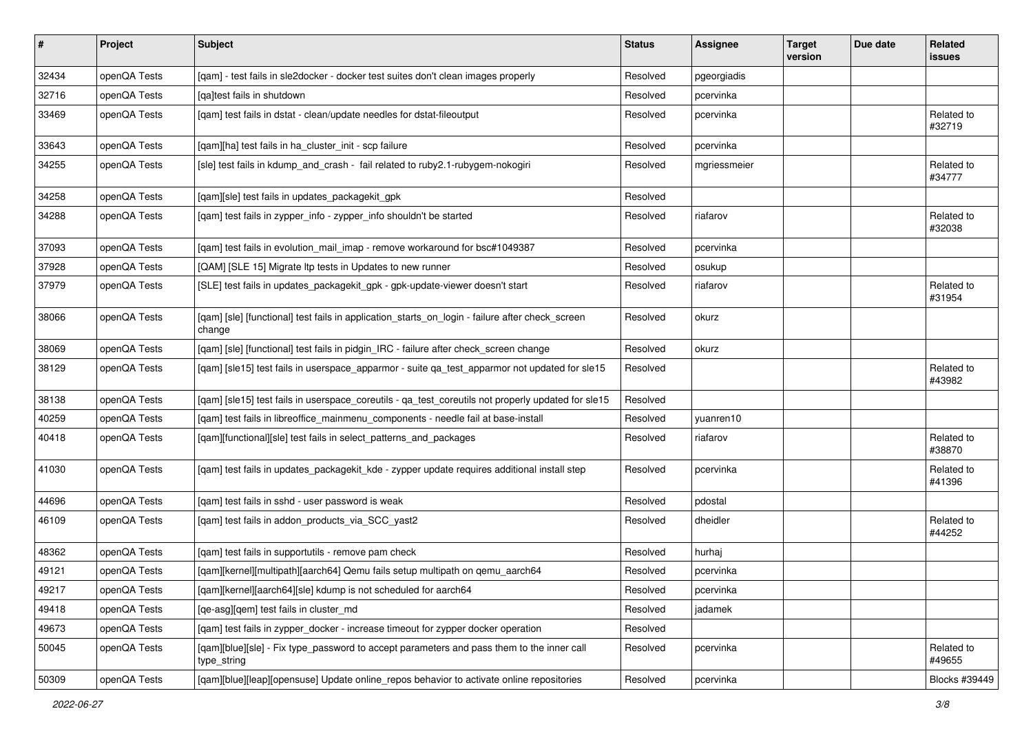| # | Project | Subject | Status | Assignee | Target version | Due date | Related issues |
|---|---|---|---|---|---|---|---|
| 32434 | openQA Tests | [qam] - test fails in sle2docker - docker test suites don't clean images properly | Resolved | pgeorgiadis | | | |
| 32716 | openQA Tests | [qa]test fails in shutdown | Resolved | pcervinka | | | |
| 33469 | openQA Tests | [qam] test fails in dstat - clean/update needles for dstat-fileoutput | Resolved | pcervinka | | | Related to #32719 |
| 33643 | openQA Tests | [qam][ha] test fails in ha_cluster_init - scp failure | Resolved | pcervinka | | | |
| 34255 | openQA Tests | [sle] test fails in kdump_and_crash - fail related to ruby2.1-rubygem-nokogiri | Resolved | mgriessmeier | | | Related to #34777 |
| 34258 | openQA Tests | [qam][sle] test fails in updates_packagekit_gpk | Resolved | | | | |
| 34288 | openQA Tests | [qam] test fails in zypper_info - zypper_info shouldn't be started | Resolved | riafarov | | | Related to #32038 |
| 37093 | openQA Tests | [qam] test fails in evolution_mail_imap - remove workaround for bsc#1049387 | Resolved | pcervinka | | | |
| 37928 | openQA Tests | [QAM] [SLE 15] Migrate ltp tests in Updates to new runner | Resolved | osukup | | | |
| 37979 | openQA Tests | [SLE] test fails in updates_packagekit_gpk - gpk-update-viewer doesn't start | Resolved | riafarov | | | Related to #31954 |
| 38066 | openQA Tests | [qam] [sle] [functional] test fails in application_starts_on_login - failure after check_screen change | Resolved | okurz | | | |
| 38069 | openQA Tests | [qam] [sle] [functional] test fails in pidgin_IRC - failure after check_screen change | Resolved | okurz | | | |
| 38129 | openQA Tests | [qam] [sle15] test fails in userspace_apparmor - suite qa_test_apparmor not updated for sle15 | Resolved | | | | Related to #43982 |
| 38138 | openQA Tests | [qam] [sle15] test fails in userspace_coreutils - qa_test_coreutils not properly updated for sle15 | Resolved | | | | |
| 40259 | openQA Tests | [qam] test fails in libreoffice_mainmenu_components - needle fail at base-install | Resolved | yuanren10 | | | |
| 40418 | openQA Tests | [qam][functional][sle] test fails in select_patterns_and_packages | Resolved | riafarov | | | Related to #38870 |
| 41030 | openQA Tests | [qam] test fails in updates_packagekit_kde - zypper update requires additional install step | Resolved | pcervinka | | | Related to #41396 |
| 44696 | openQA Tests | [qam] test fails in sshd - user password is weak | Resolved | pdostal | | | |
| 46109 | openQA Tests | [qam] test fails in addon_products_via_SCC_yast2 | Resolved | dheidler | | | Related to #44252 |
| 48362 | openQA Tests | [qam] test fails in supportutils - remove pam check | Resolved | hurhaj | | | |
| 49121 | openQA Tests | [qam][kernel][multipath][aarch64] Qemu fails setup multipath on qemu_aarch64 | Resolved | pcervinka | | | |
| 49217 | openQA Tests | [qam][kernel][aarch64][sle] kdump is not scheduled for aarch64 | Resolved | pcervinka | | | |
| 49418 | openQA Tests | [qe-asg][qem] test fails in cluster_md | Resolved | jadamek | | | |
| 49673 | openQA Tests | [qam] test fails in zypper_docker - increase timeout for zypper docker operation | Resolved | | | | |
| 50045 | openQA Tests | [qam][blue][sle] - Fix type_password to accept parameters and pass them to the inner call type_string | Resolved | pcervinka | | | Related to #49655 |
| 50309 | openQA Tests | [qam][blue][leap][opensuse] Update online_repos behavior to activate online repositories | Resolved | pcervinka | | | Blocks #39449 |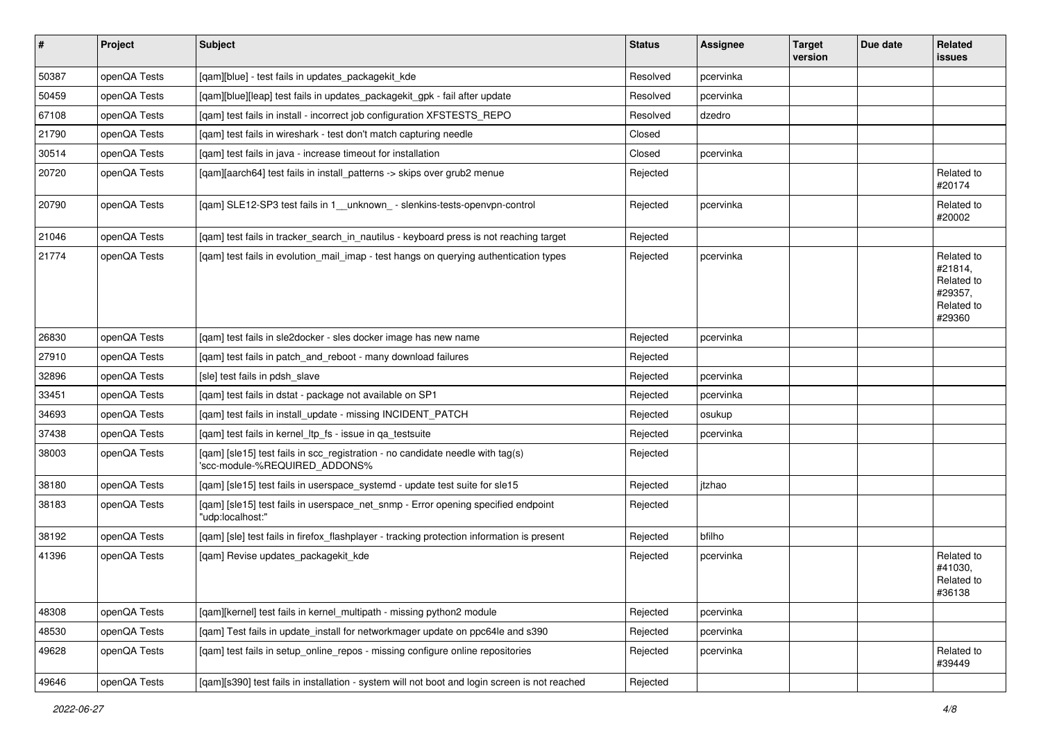| # | Project | Subject | Status | Assignee | Target version | Due date | Related issues |
|---|---|---|---|---|---|---|---|
| 50387 | openQA Tests | [qam][blue] - test fails in updates_packagekit_kde | Resolved | pcervinka | | | |
| 50459 | openQA Tests | [qam][blue][leap] test fails in updates_packagekit_gpk - fail after update | Resolved | pcervinka | | | |
| 67108 | openQA Tests | [qam] test fails in install - incorrect job configuration XFSTESTS_REPO | Resolved | dzedro | | | |
| 21790 | openQA Tests | [qam] test fails in wireshark - test don't match capturing needle | Closed | | | | |
| 30514 | openQA Tests | [qam] test fails in java - increase timeout for installation | Closed | pcervinka | | | |
| 20720 | openQA Tests | [qam][aarch64] test fails in install_patterns -> skips over grub2 menue | Rejected | | | | Related to #20174 |
| 20790 | openQA Tests | [qam] SLE12-SP3 test fails in 1__unknown_ - slenkins-tests-openvpn-control | Rejected | pcervinka | | | Related to #20002 |
| 21046 | openQA Tests | [qam] test fails in tracker_search_in_nautilus - keyboard press is not reaching target | Rejected | | | | |
| 21774 | openQA Tests | [qam] test fails in evolution_mail_imap - test hangs on querying authentication types | Rejected | pcervinka | | | Related to #21814, Related to #29357, Related to #29360 |
| 26830 | openQA Tests | [qam] test fails in sle2docker - sles docker image has new name | Rejected | pcervinka | | | |
| 27910 | openQA Tests | [qam] test fails in patch_and_reboot - many download failures | Rejected | | | | |
| 32896 | openQA Tests | [sle] test fails in pdsh_slave | Rejected | pcervinka | | | |
| 33451 | openQA Tests | [qam] test fails in dstat - package not available on SP1 | Rejected | pcervinka | | | |
| 34693 | openQA Tests | [qam] test fails in install_update - missing INCIDENT_PATCH | Rejected | osukup | | | |
| 37438 | openQA Tests | [qam] test fails in kernel_ltp_fs - issue in qa_testsuite | Rejected | pcervinka | | | |
| 38003 | openQA Tests | [qam] [sle15] test fails in scc_registration - no candidate needle with tag(s) 'scc-module-%REQUIRED_ADDONS% | Rejected | | | | |
| 38180 | openQA Tests | [qam] [sle15] test fails in userspace_systemd - update test suite for sle15 | Rejected | jtzhao | | | |
| 38183 | openQA Tests | [qam] [sle15] test fails in userspace_net_snmp - Error opening specified endpoint "udp:localhost:" | Rejected | | | | |
| 38192 | openQA Tests | [qam] [sle] test fails in firefox_flashplayer - tracking protection information is present | Rejected | bfilho | | | |
| 41396 | openQA Tests | [qam] Revise updates_packagekit_kde | Rejected | pcervinka | | | Related to #41030, Related to #36138 |
| 48308 | openQA Tests | [qam][kernel] test fails in kernel_multipath - missing python2 module | Rejected | pcervinka | | | |
| 48530 | openQA Tests | [qam] Test fails in update_install for networkmager update on ppc64le and s390 | Rejected | pcervinka | | | |
| 49628 | openQA Tests | [qam] test fails in setup_online_repos - missing configure online repositories | Rejected | pcervinka | | | Related to #39449 |
| 49646 | openQA Tests | [qam][s390] test fails in installation - system will not boot and login screen is not reached | Rejected | | | | |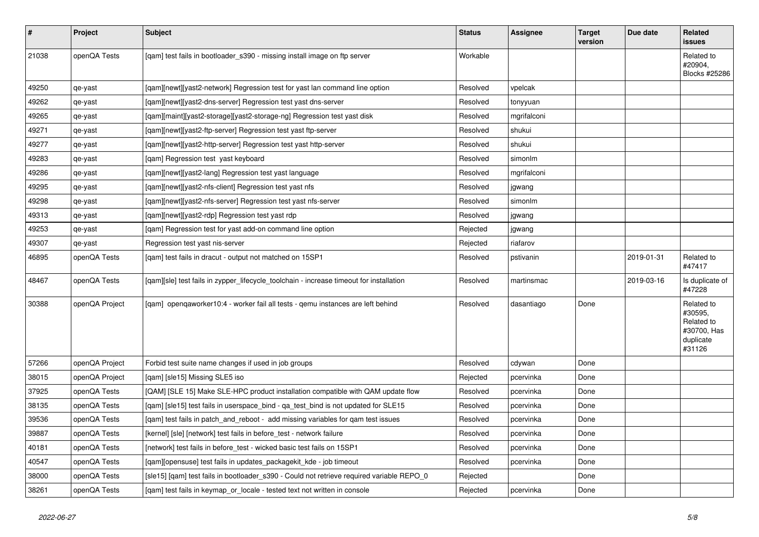| # | Project | Subject | Status | Assignee | Target version | Due date | Related issues |
|---|---|---|---|---|---|---|---|
| 21038 | openQA Tests | [qam] test fails in bootloader_s390 - missing install image on ftp server | Workable | | | | Related to #20904, Blocks #25286 |
| 49250 | qe-yast | [qam][newt][yast2-network] Regression test for yast lan command line option | Resolved | vpelcak | | | |
| 49262 | qe-yast | [qam][newt][yast2-dns-server] Regression test yast dns-server | Resolved | tonyyuan | | | |
| 49265 | qe-yast | [qam][maint][yast2-storage][yast2-storage-ng] Regression test yast disk | Resolved | mgrifalconi | | | |
| 49271 | qe-yast | [qam][newt][yast2-ftp-server] Regression test yast ftp-server | Resolved | shukui | | | |
| 49277 | qe-yast | [qam][newt][yast2-http-server] Regression test yast http-server | Resolved | shukui | | | |
| 49283 | qe-yast | [qam] Regression test yast keyboard | Resolved | simonlm | | | |
| 49286 | qe-yast | [qam][newt][yast2-lang] Regression test yast language | Resolved | mgrifalconi | | | |
| 49295 | qe-yast | [qam][newt][yast2-nfs-client] Regression test yast nfs | Resolved | jgwang | | | |
| 49298 | qe-yast | [qam][newt][yast2-nfs-server] Regression test yast nfs-server | Resolved | simonlm | | | |
| 49313 | qe-yast | [qam][newt][yast2-rdp] Regression test yast rdp | Resolved | jgwang | | | |
| 49253 | qe-yast | [qam] Regression test for yast add-on command line option | Rejected | jgwang | | | |
| 49307 | qe-yast | Regression test yast nis-server | Rejected | riafarov | | | |
| 46895 | openQA Tests | [qam] test fails in dracut - output not matched on 15SP1 | Resolved | pstivanin | | 2019-01-31 | Related to #47417 |
| 48467 | openQA Tests | [qam][sle] test fails in zypper_lifecycle_toolchain - increase timeout for installation | Resolved | martinsmac | | 2019-03-16 | Is duplicate of #47228 |
| 30388 | openQA Project | [qam] openqaworker10:4 - worker fail all tests - qemu instances are left behind | Resolved | dasantiago | Done | | Related to #30595, Related to #30700, Has duplicate #31126 |
| 57266 | openQA Project | Forbid test suite name changes if used in job groups | Resolved | cdywan | Done | | |
| 38015 | openQA Project | [qam] [sle15] Missing SLE5 iso | Rejected | pcervinka | Done | | |
| 37925 | openQA Tests | [QAM] [SLE 15] Make SLE-HPC product installation compatible with QAM update flow | Resolved | pcervinka | Done | | |
| 38135 | openQA Tests | [qam] [sle15] test fails in userspace_bind - qa_test_bind is not updated for SLE15 | Resolved | pcervinka | Done | | |
| 39536 | openQA Tests | [qam] test fails in patch_and_reboot - add missing variables for qam test issues | Resolved | pcervinka | Done | | |
| 39887 | openQA Tests | [kernel] [sle] [network] test fails in before_test - network failure | Resolved | pcervinka | Done | | |
| 40181 | openQA Tests | [network] test fails in before_test - wicked basic test fails on 15SP1 | Resolved | pcervinka | Done | | |
| 40547 | openQA Tests | [qam][opensuse] test fails in updates_packagekit_kde - job timeout | Resolved | pcervinka | Done | | |
| 38000 | openQA Tests | [sle15] [qam] test fails in bootloader_s390 - Could not retrieve required variable REPO_0 | Rejected | | Done | | |
| 38261 | openQA Tests | [qam] test fails in keymap_or_locale - tested text not written in console | Rejected | pcervinka | Done | | |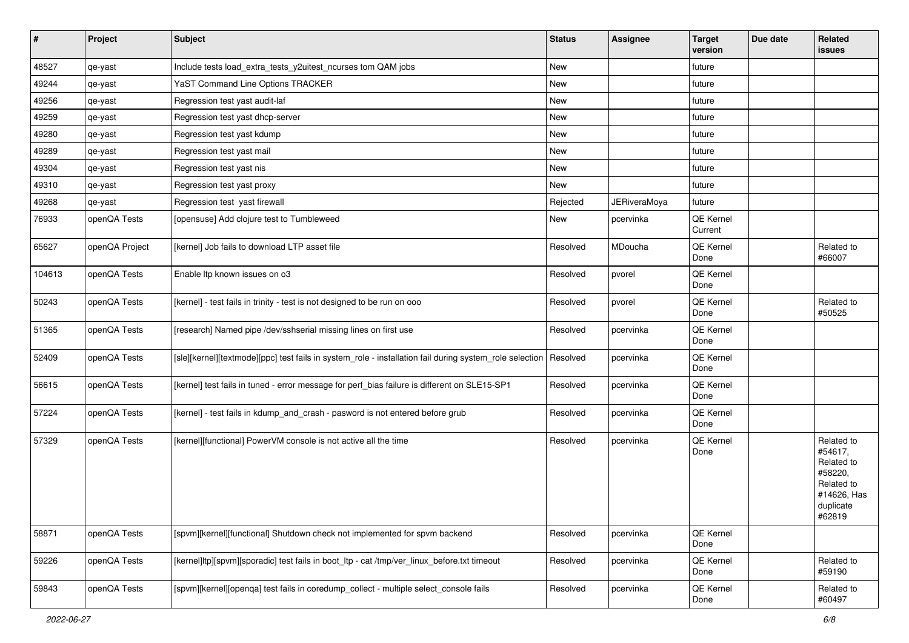| # | Project | Subject | Status | Assignee | Target version | Due date | Related issues |
|---|---|---|---|---|---|---|---|
| 48527 | qe-yast | Include tests load_extra_tests_y2uitest_ncurses tom QAM jobs | New | | future | | |
| 49244 | qe-yast | YaST Command Line Options TRACKER | New | | future | | |
| 49256 | qe-yast | Regression test yast audit-laf | New | | future | | |
| 49259 | qe-yast | Regression test yast dhcp-server | New | | future | | |
| 49280 | qe-yast | Regression test yast kdump | New | | future | | |
| 49289 | qe-yast | Regression test yast mail | New | | future | | |
| 49304 | qe-yast | Regression test yast nis | New | | future | | |
| 49310 | qe-yast | Regression test yast proxy | New | | future | | |
| 49268 | qe-yast | Regression test yast firewall | Rejected | JERiveraMoya | future | | |
| 76933 | openQA Tests | [opensuse] Add clojure test to Tumbleweed | New | pcervinka | QE Kernel Current | | |
| 65627 | openQA Project | [kernel] Job fails to download LTP asset file | Resolved | MDoucha | QE Kernel Done | | Related to #66007 |
| 104613 | openQA Tests | Enable ltp known issues on o3 | Resolved | pvorel | QE Kernel Done | | |
| 50243 | openQA Tests | [kernel] - test fails in trinity - test is not designed to be run on ooo | Resolved | pvorel | QE Kernel Done | | Related to #50525 |
| 51365 | openQA Tests | [research] Named pipe /dev/sshserial missing lines on first use | Resolved | pcervinka | QE Kernel Done | | |
| 52409 | openQA Tests | [sle][kernel][textmode][ppc] test fails in system_role - installation fail during system_role selection | Resolved | pcervinka | QE Kernel Done | | |
| 56615 | openQA Tests | [kernel] test fails in tuned - error message for perf_bias failure is different on SLE15-SP1 | Resolved | pcervinka | QE Kernel Done | | |
| 57224 | openQA Tests | [kernel] - test fails in kdump_and_crash - pasword is not entered before grub | Resolved | pcervinka | QE Kernel Done | | |
| 57329 | openQA Tests | [kernel][functional] PowerVM console is not active all the time | Resolved | pcervinka | QE Kernel Done | | Related to #54617, Related to #58220, Related to #14626, Has duplicate #62819 |
| 58871 | openQA Tests | [spvm][kernel][functional] Shutdown check not implemented for spvm backend | Resolved | pcervinka | QE Kernel Done | | |
| 59226 | openQA Tests | [kernel]ltp][spvm][sporadic] test fails in boot_ltp - cat /tmp/ver_linux_before.txt timeout | Resolved | pcervinka | QE Kernel Done | | Related to #59190 |
| 59843 | openQA Tests | [spvm][kernel][openqa] test fails in coredump_collect - multiple select_console fails | Resolved | pcervinka | QE Kernel Done | | Related to #60497 |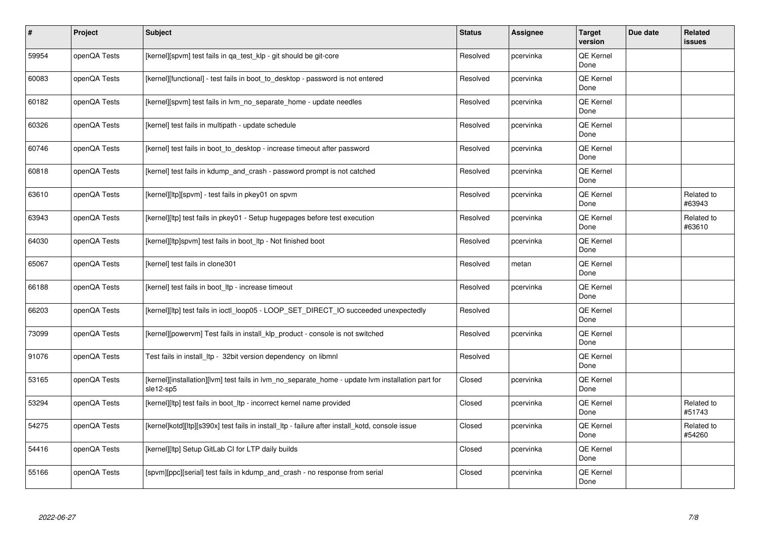| # | Project | Subject | Status | Assignee | Target version | Due date | Related issues |
|---|---|---|---|---|---|---|---|
| 59954 | openQA Tests | [kernel][spvm] test fails in qa_test_klp - git should be git-core | Resolved | pcervinka | QE Kernel Done | | |
| 60083 | openQA Tests | [kernel][functional] - test fails in boot_to_desktop - password is not entered | Resolved | pcervinka | QE Kernel Done | | |
| 60182 | openQA Tests | [kernel][spvm] test fails in lvm_no_separate_home - update needles | Resolved | pcervinka | QE Kernel Done | | |
| 60326 | openQA Tests | [kernel] test fails in multipath - update schedule | Resolved | pcervinka | QE Kernel Done | | |
| 60746 | openQA Tests | [kernel] test fails in boot_to_desktop - increase timeout after password | Resolved | pcervinka | QE Kernel Done | | |
| 60818 | openQA Tests | [kernel] test fails in kdump_and_crash - password prompt is not catched | Resolved | pcervinka | QE Kernel Done | | |
| 63610 | openQA Tests | [kernel][ltp][spvm] - test fails in pkey01 on spvm | Resolved | pcervinka | QE Kernel Done | | Related to #63943 |
| 63943 | openQA Tests | [kernel][ltp] test fails in pkey01 - Setup hugepages before test execution | Resolved | pcervinka | QE Kernel Done | | Related to #63610 |
| 64030 | openQA Tests | [kernel][ltp]spvm] test fails in boot_ltp - Not finished boot | Resolved | pcervinka | QE Kernel Done | | |
| 65067 | openQA Tests | [kernel] test fails in clone301 | Resolved | metan | QE Kernel Done | | |
| 66188 | openQA Tests | [kernel] test fails in boot_ltp - increase timeout | Resolved | pcervinka | QE Kernel Done | | |
| 66203 | openQA Tests | [kernel][ltp] test fails in ioctl_loop05 - LOOP_SET_DIRECT_IO succeeded unexpectedly | Resolved | | QE Kernel Done | | |
| 73099 | openQA Tests | [kernel][powervm] Test fails in install_klp_product - console is not switched | Resolved | pcervinka | QE Kernel Done | | |
| 91076 | openQA Tests | Test fails in install_ltp - 32bit version dependency on libmnl | Resolved | | QE Kernel Done | | |
| 53165 | openQA Tests | [kernel][installation][lvm] test fails in lvm_no_separate_home - update lvm installation part for sle12-sp5 | Closed | pcervinka | QE Kernel Done | | |
| 53294 | openQA Tests | [kernel][ltp] test fails in boot_ltp - incorrect kernel name provided | Closed | pcervinka | QE Kernel Done | | Related to #51743 |
| 54275 | openQA Tests | [kernel]kotd][ltp][s390x] test fails in install_ltp - failure after install_kotd, console issue | Closed | pcervinka | QE Kernel Done | | Related to #54260 |
| 54416 | openQA Tests | [kernel][ltp] Setup GitLab CI for LTP daily builds | Closed | pcervinka | QE Kernel Done | | |
| 55166 | openQA Tests | [spvm][ppc][serial] test fails in kdump_and_crash - no response from serial | Closed | pcervinka | QE Kernel Done | | |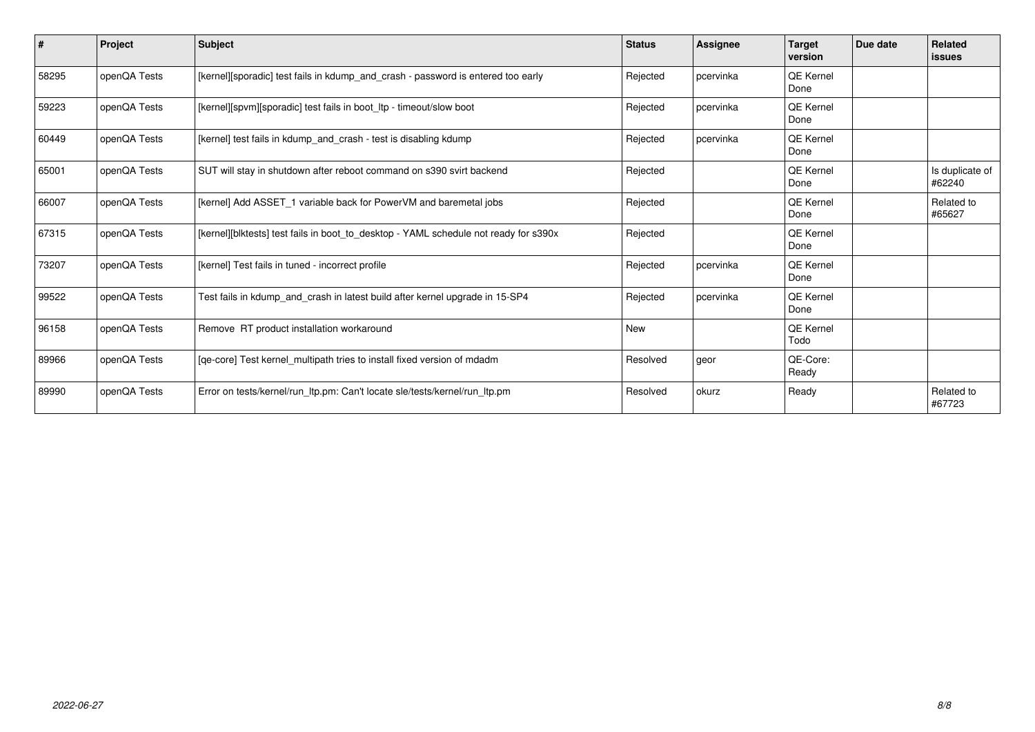| # | Project | Subject | Status | Assignee | Target version | Due date | Related issues |
|---|---|---|---|---|---|---|---|
| 58295 | openQA Tests | [kernel][sporadic] test fails in kdump_and_crash - password is entered too early | Rejected | pcervinka | QE Kernel Done | | |
| 59223 | openQA Tests | [kernel][spvm][sporadic] test fails in boot_ltp - timeout/slow boot | Rejected | pcervinka | QE Kernel Done | | |
| 60449 | openQA Tests | [kernel] test fails in kdump_and_crash - test is disabling kdump | Rejected | pcervinka | QE Kernel Done | | |
| 65001 | openQA Tests | SUT will stay in shutdown after reboot command on s390 svirt backend | Rejected | | QE Kernel Done | | Is duplicate of #62240 |
| 66007 | openQA Tests | [kernel] Add ASSET_1 variable back for PowerVM and baremetal jobs | Rejected | | QE Kernel Done | | Related to #65627 |
| 67315 | openQA Tests | [kernel][blktests] test fails in boot_to_desktop - YAML schedule not ready for s390x | Rejected | | QE Kernel Done | | |
| 73207 | openQA Tests | [kernel] Test fails in tuned - incorrect profile | Rejected | pcervinka | QE Kernel Done | | |
| 99522 | openQA Tests | Test fails in kdump_and_crash in latest build after kernel upgrade in 15-SP4 | Rejected | pcervinka | QE Kernel Done | | |
| 96158 | openQA Tests | Remove RT product installation workaround | New | | QE Kernel Todo | | |
| 89966 | openQA Tests | [qe-core] Test kernel_multipath tries to install fixed version of mdadm | Resolved | geor | QE-Core: Ready | | |
| 89990 | openQA Tests | Error on tests/kernel/run_ltp.pm: Can't locate sle/tests/kernel/run_ltp.pm | Resolved | okurz | Ready | | Related to #67723 |